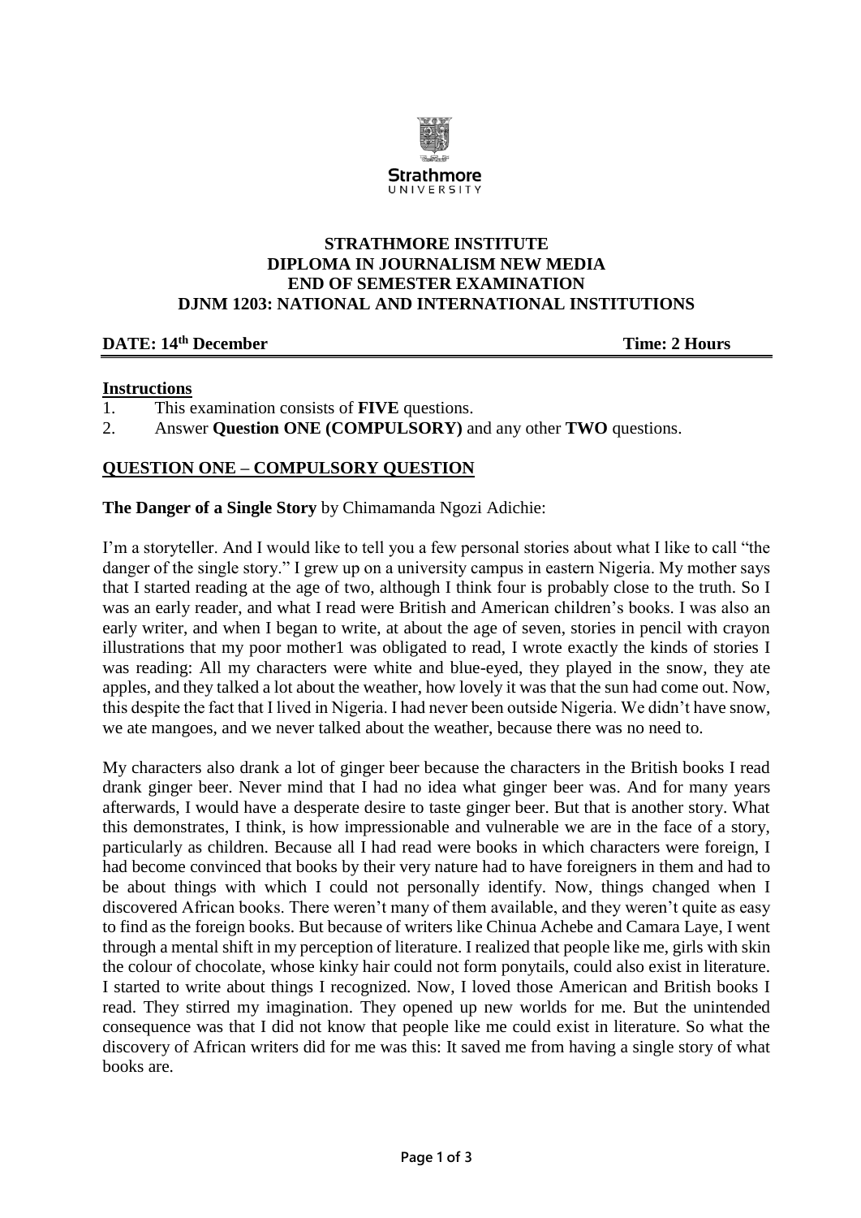**STRATHMORE INSTITUTE**
**DIPLOMA IN JOURNALISM NEW MEDIA**
**END OF SEMESTER EXAMINATION**
**DJNM 1203: NATIONAL AND INTERNATIONAL INSTITUTIONS**

**DATE: 14th December** **Time: 2 Hours**

**Instructions**

1. This examination consists of **FIVE** questions.
2. Answer **Question ONE (COMPULSORY)** and any other **TWO** questions.

## QUESTION ONE – COMPULSORY QUESTION

**The Danger of a Single Story** by Chimamanda Ngozi Adichie:

I'm a storyteller. And I would like to tell you a few personal stories about what I like to call "the danger of the single story." I grew up on a university campus in eastern Nigeria. My mother says that I started reading at the age of two, although I think four is probably close to the truth. So I was an early reader, and what I read were British and American children's books. I was also an early writer, and when I began to write, at about the age of seven, stories in pencil with crayon illustrations that my poor mother1 was obligated to read, I wrote exactly the kinds of stories I was reading: All my characters were white and blue-eyed, they played in the snow, they ate apples, and they talked a lot about the weather, how lovely it was that the sun had come out. Now, this despite the fact that I lived in Nigeria. I had never been outside Nigeria. We didn't have snow, we ate mangoes, and we never talked about the weather, because there was no need to.

My characters also drank a lot of ginger beer because the characters in the British books I read drank ginger beer. Never mind that I had no idea what ginger beer was. And for many years afterwards, I would have a desperate desire to taste ginger beer. But that is another story. What this demonstrates, I think, is how impressionable and vulnerable we are in the face of a story, particularly as children. Because all I had read were books in which characters were foreign, I had become convinced that books by their very nature had to have foreigners in them and had to be about things with which I could not personally identify. Now, things changed when I discovered African books. There weren't many of them available, and they weren't quite as easy to find as the foreign books. But because of writers like Chinua Achebe and Camara Laye, I went through a mental shift in my perception of literature. I realized that people like me, girls with skin the colour of chocolate, whose kinky hair could not form ponytails, could also exist in literature. I started to write about things I recognized. Now, I loved those American and British books I read. They stirred my imagination. They opened up new worlds for me. But the unintended consequence was that I did not know that people like me could exist in literature. So what the discovery of African writers did for me was this: It saved me from having a single story of what books are.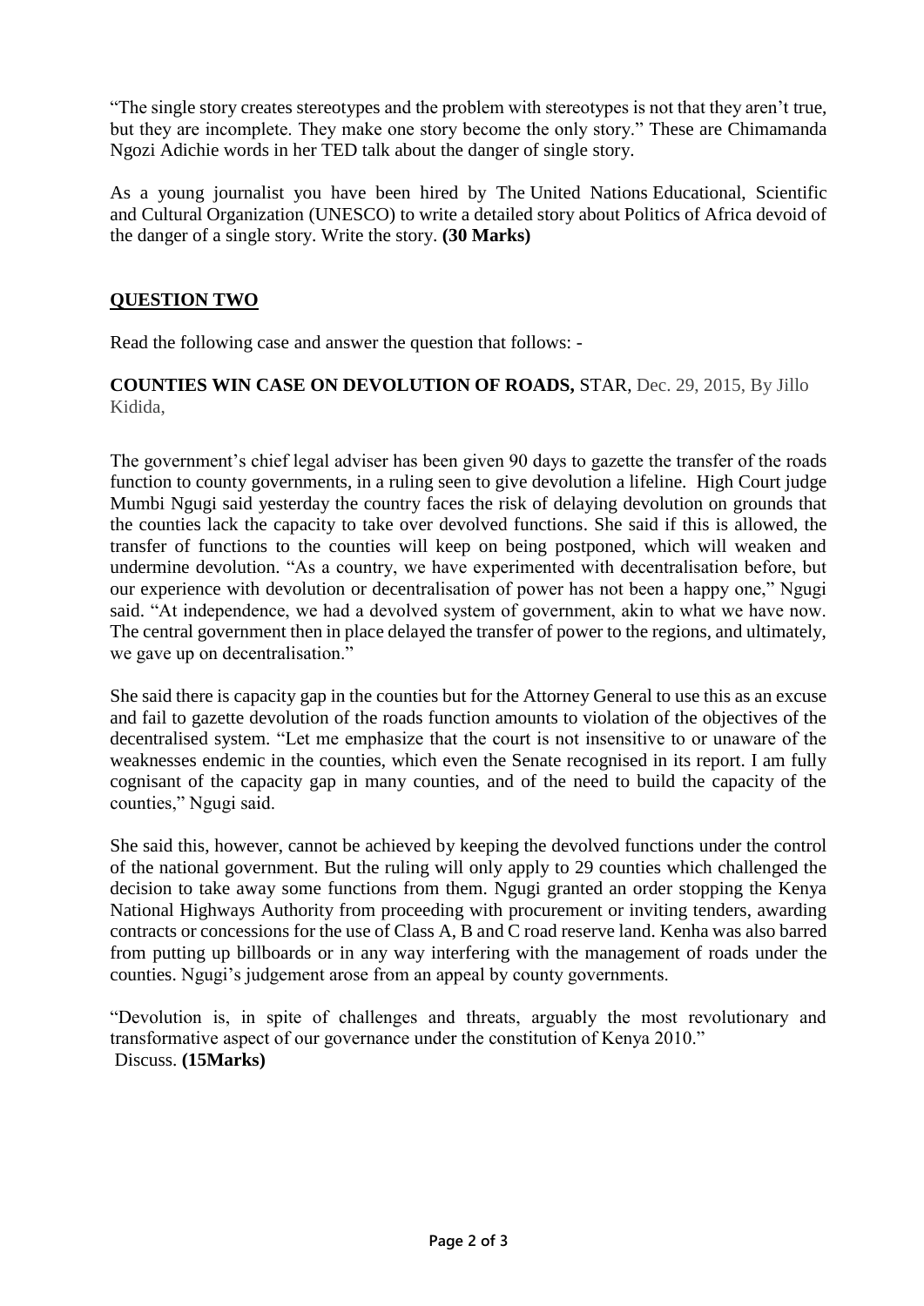"The single story creates stereotypes and the problem with stereotypes is not that they aren't true, but they are incomplete. They make one story become the only story." These are Chimamanda Ngozi Adichie words in her TED talk about the danger of single story.

As a young journalist you have been hired by The United Nations Educational, Scientific and Cultural Organization (UNESCO) to write a detailed story about Politics of Africa devoid of the danger of a single story. Write the story. **(30 Marks)**

## QUESTION TWO

Read the following case and answer the question that follows: -

**COUNTIES WIN CASE ON DEVOLUTION OF ROADS,** STAR, Dec. 29, 2015, By Jillo Kidida,

The government's chief legal adviser has been given 90 days to gazette the transfer of the roads function to county governments, in a ruling seen to give devolution a lifeline. High Court judge Mumbi Ngugi said yesterday the country faces the risk of delaying devolution on grounds that the counties lack the capacity to take over devolved functions. She said if this is allowed, the transfer of functions to the counties will keep on being postponed, which will weaken and undermine devolution. "As a country, we have experimented with decentralisation before, but our experience with devolution or decentralisation of power has not been a happy one," Ngugi said. "At independence, we had a devolved system of government, akin to what we have now. The central government then in place delayed the transfer of power to the regions, and ultimately, we gave up on decentralisation."

She said there is capacity gap in the counties but for the Attorney General to use this as an excuse and fail to gazette devolution of the roads function amounts to violation of the objectives of the decentralised system. "Let me emphasize that the court is not insensitive to or unaware of the weaknesses endemic in the counties, which even the Senate recognised in its report. I am fully cognisant of the capacity gap in many counties, and of the need to build the capacity of the counties," Ngugi said.

She said this, however, cannot be achieved by keeping the devolved functions under the control of the national government. But the ruling will only apply to 29 counties which challenged the decision to take away some functions from them. Ngugi granted an order stopping the Kenya National Highways Authority from proceeding with procurement or inviting tenders, awarding contracts or concessions for the use of Class A, B and C road reserve land. Kenha was also barred from putting up billboards or in any way interfering with the management of roads under the counties. Ngugi's judgement arose from an appeal by county governments.

"Devolution is, in spite of challenges and threats, arguably the most revolutionary and transformative aspect of our governance under the constitution of Kenya 2010."
Discuss. **(15Marks)**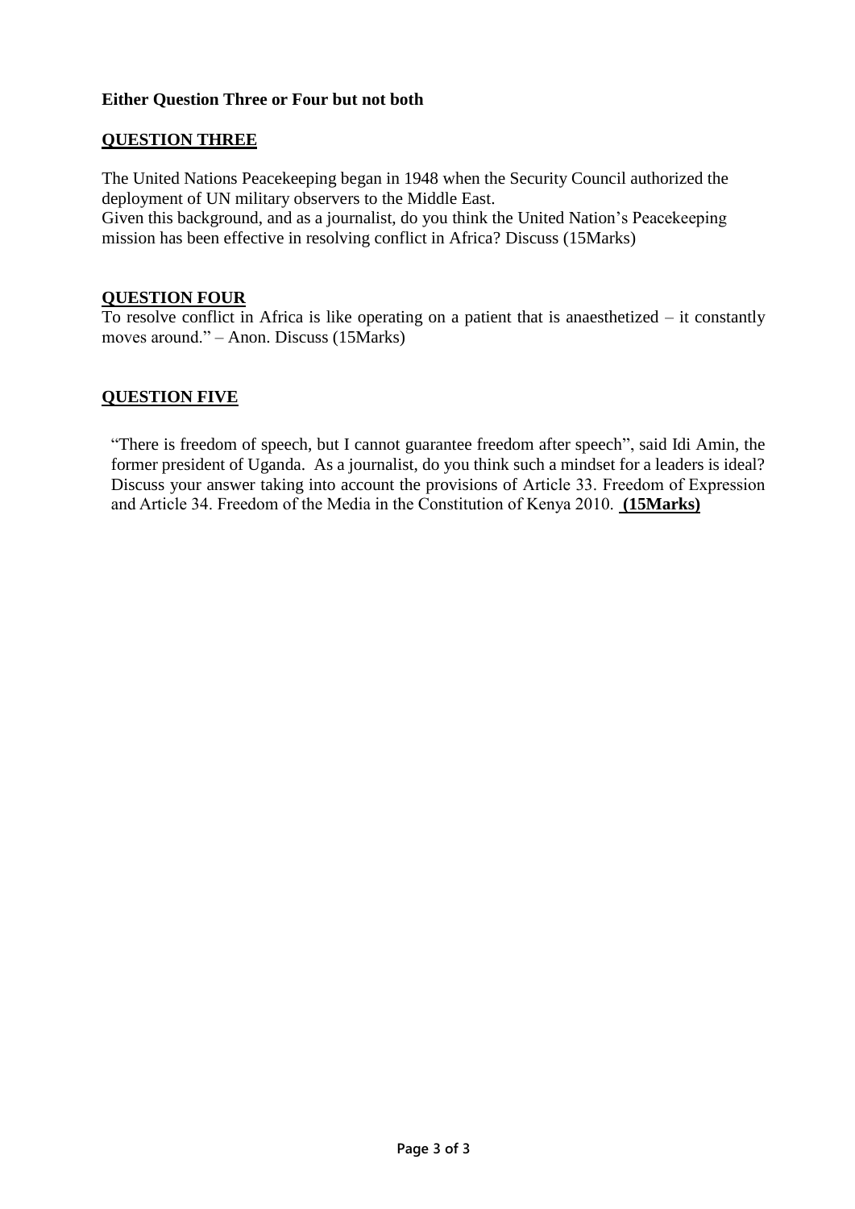**Either Question Three or Four but not both**

## QUESTION THREE

The United Nations Peacekeeping began in 1948 when the Security Council authorized the deployment of UN military observers to the Middle East.
Given this background, and as a journalist, do you think the United Nation's Peacekeeping mission has been effective in resolving conflict in Africa? Discuss (15Marks)

## QUESTION FOUR

To resolve conflict in Africa is like operating on a patient that is anaesthetized – it constantly moves around." – Anon. Discuss (15Marks)

## QUESTION FIVE

"There is freedom of speech, but I cannot guarantee freedom after speech", said Idi Amin, the former president of Uganda. As a journalist, do you think such a mindset for a leaders is ideal? Discuss your answer taking into account the provisions of Article 33. Freedom of Expression and Article 34. Freedom of the Media in the Constitution of Kenya 2010. **(15Marks)**